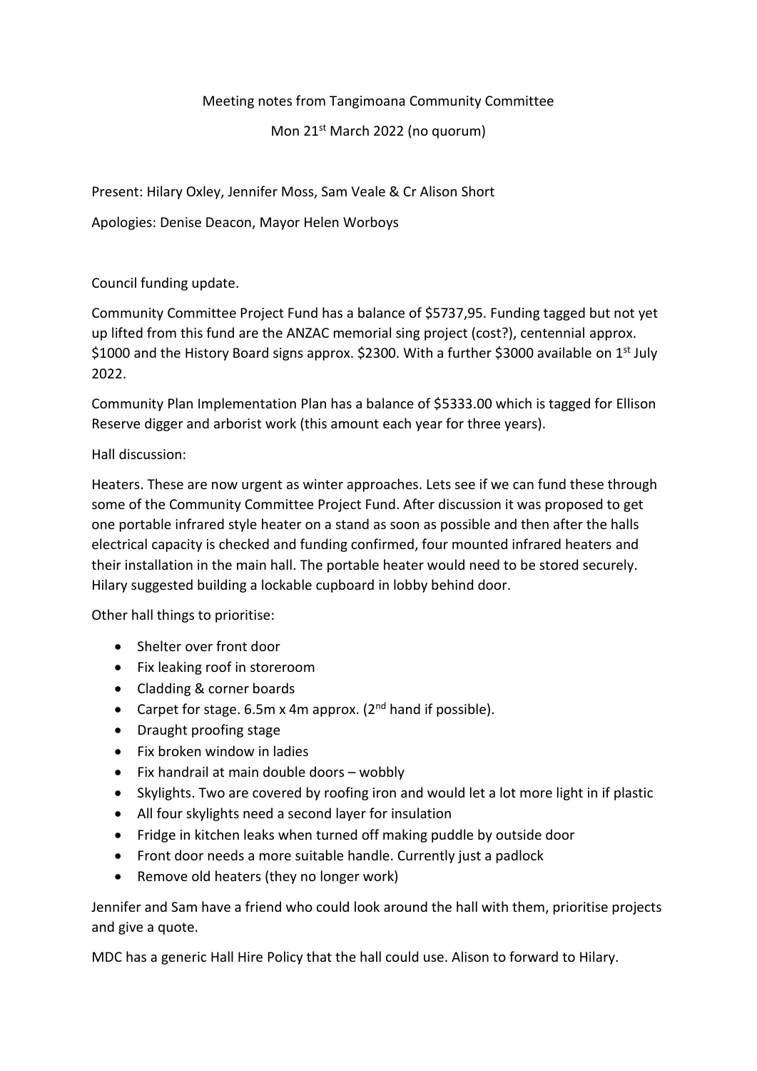Meeting notes from Tangimoana Community Committee

Mon 21st March 2022 (no quorum)

Present: Hilary Oxley, Jennifer Moss, Sam Veale & Cr Alison Short

Apologies: Denise Deacon, Mayor Helen Worboys

Council funding update.

Community Committee Project Fund has a balance of $5737,95. Funding tagged but not yet up lifted from this fund are the ANZAC memorial sing project (cost?), centennial approx. $1000 and the History Board signs approx. $2300. With a further $3000 available on 1st July 2022.

Community Plan Implementation Plan has a balance of $5333.00 which is tagged for Ellison Reserve digger and arborist work (this amount each year for three years).

Hall discussion:

Heaters. These are now urgent as winter approaches. Lets see if we can fund these through some of the Community Committee Project Fund. After discussion it was proposed to get one portable infrared style heater on a stand as soon as possible and then after the halls electrical capacity is checked and funding confirmed, four mounted infrared heaters and their installation in the main hall. The portable heater would need to be stored securely. Hilary suggested building a lockable cupboard in lobby behind door.

Other hall things to prioritise:

- Shelter over front door
- Fix leaking roof in storeroom
- Cladding & corner boards
- Carpet for stage. 6.5m x 4m approx. (2nd hand if possible).
- Draught proofing stage
- Fix broken window in ladies
- Fix handrail at main double doors – wobbly
- Skylights. Two are covered by roofing iron and would let a lot more light in if plastic
- All four skylights need a second layer for insulation
- Fridge in kitchen leaks when turned off making puddle by outside door
- Front door needs a more suitable handle. Currently just a padlock
- Remove old heaters (they no longer work)

Jennifer and Sam have a friend who could look around the hall with them, prioritise projects and give a quote.

MDC has a generic Hall Hire Policy that the hall could use. Alison to forward to Hilary.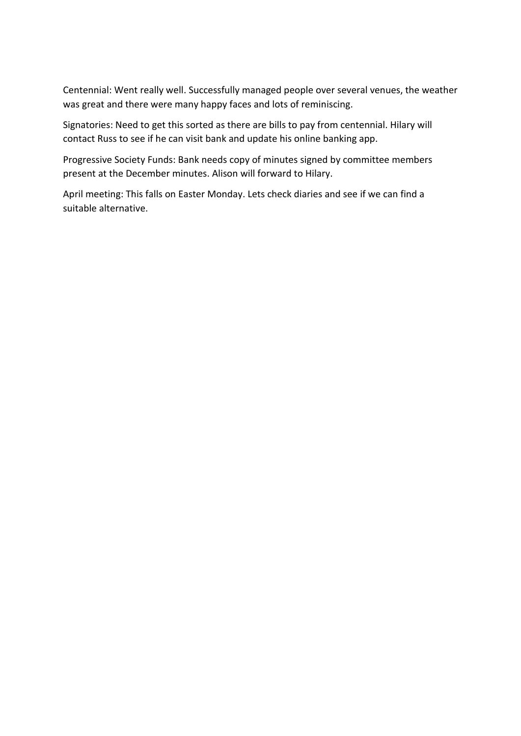Centennial: Went really well. Successfully managed people over several venues, the weather was great and there were many happy faces and lots of reminiscing.

Signatories: Need to get this sorted as there are bills to pay from centennial. Hilary will contact Russ to see if he can visit bank and update his online banking app.

Progressive Society Funds: Bank needs copy of minutes signed by committee members present at the December minutes. Alison will forward to Hilary.

April meeting: This falls on Easter Monday. Lets check diaries and see if we can find a suitable alternative.